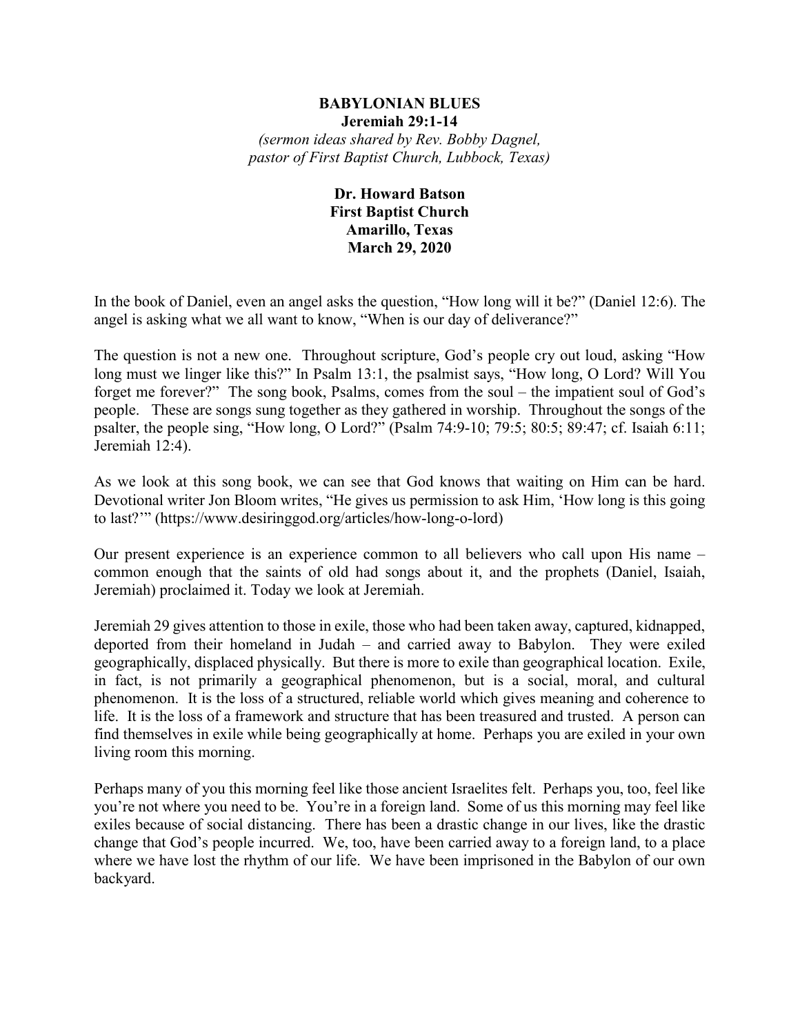# BABYLONIAN BLUES

**Jeremiah 29:1-14**

*(sermon ideas shared by Rev. Bobby Dagnel, pastor of First Baptist Church, Lubbock, Texas)*

**Dr. Howard Batson**
**First Baptist Church**
**Amarillo, Texas**
**March 29, 2020**

In the book of Daniel, even an angel asks the question, "How long will it be?" (Daniel 12:6). The angel is asking what we all want to know, "When is our day of deliverance?"

The question is not a new one. Throughout scripture, God's people cry out loud, asking "How long must we linger like this?" In Psalm 13:1, the psalmist says, "How long, O Lord? Will You forget me forever?" The song book, Psalms, comes from the soul – the impatient soul of God's people. These are songs sung together as they gathered in worship. Throughout the songs of the psalter, the people sing, "How long, O Lord?" (Psalm 74:9-10; 79:5; 80:5; 89:47; cf. Isaiah 6:11; Jeremiah 12:4).

As we look at this song book, we can see that God knows that waiting on Him can be hard. Devotional writer Jon Bloom writes, "He gives us permission to ask Him, 'How long is this going to last?'" (https://www.desiringgod.org/articles/how-long-o-lord)

Our present experience is an experience common to all believers who call upon His name – common enough that the saints of old had songs about it, and the prophets (Daniel, Isaiah, Jeremiah) proclaimed it. Today we look at Jeremiah.

Jeremiah 29 gives attention to those in exile, those who had been taken away, captured, kidnapped, deported from their homeland in Judah – and carried away to Babylon. They were exiled geographically, displaced physically. But there is more to exile than geographical location. Exile, in fact, is not primarily a geographical phenomenon, but is a social, moral, and cultural phenomenon. It is the loss of a structured, reliable world which gives meaning and coherence to life. It is the loss of a framework and structure that has been treasured and trusted. A person can find themselves in exile while being geographically at home. Perhaps you are exiled in your own living room this morning.

Perhaps many of you this morning feel like those ancient Israelites felt. Perhaps you, too, feel like you're not where you need to be. You're in a foreign land. Some of us this morning may feel like exiles because of social distancing. There has been a drastic change in our lives, like the drastic change that God's people incurred. We, too, have been carried away to a foreign land, to a place where we have lost the rhythm of our life. We have been imprisoned in the Babylon of our own backyard.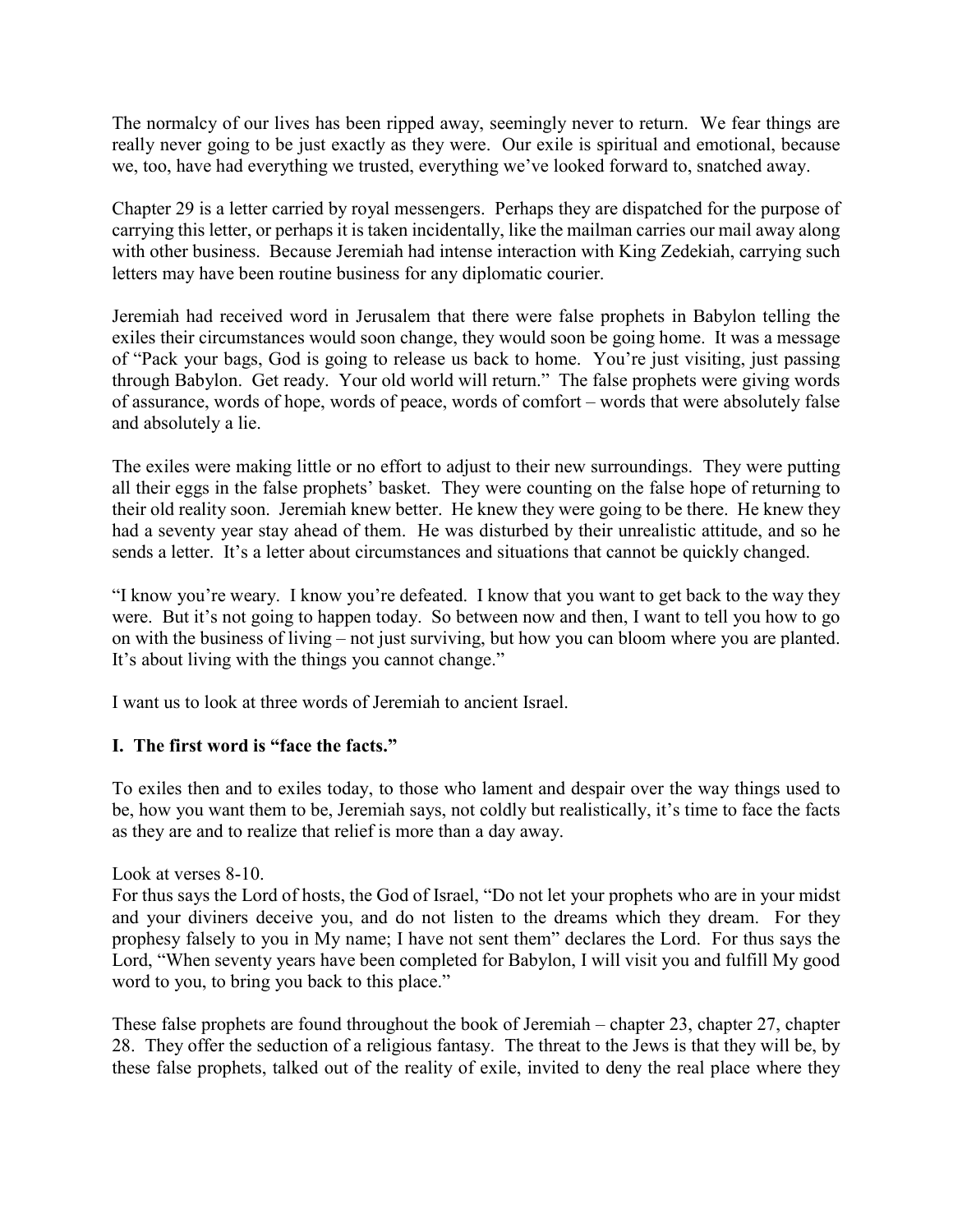The normalcy of our lives has been ripped away, seemingly never to return. We fear things are really never going to be just exactly as they were. Our exile is spiritual and emotional, because we, too, have had everything we trusted, everything we've looked forward to, snatched away.

Chapter 29 is a letter carried by royal messengers. Perhaps they are dispatched for the purpose of carrying this letter, or perhaps it is taken incidentally, like the mailman carries our mail away along with other business. Because Jeremiah had intense interaction with King Zedekiah, carrying such letters may have been routine business for any diplomatic courier.

Jeremiah had received word in Jerusalem that there were false prophets in Babylon telling the exiles their circumstances would soon change, they would soon be going home. It was a message of "Pack your bags, God is going to release us back to home. You're just visiting, just passing through Babylon. Get ready. Your old world will return." The false prophets were giving words of assurance, words of hope, words of peace, words of comfort – words that were absolutely false and absolutely a lie.

The exiles were making little or no effort to adjust to their new surroundings. They were putting all their eggs in the false prophets' basket. They were counting on the false hope of returning to their old reality soon. Jeremiah knew better. He knew they were going to be there. He knew they had a seventy year stay ahead of them. He was disturbed by their unrealistic attitude, and so he sends a letter. It's a letter about circumstances and situations that cannot be quickly changed.

"I know you're weary. I know you're defeated. I know that you want to get back to the way they were. But it's not going to happen today. So between now and then, I want to tell you how to go on with the business of living – not just surviving, but how you can bloom where you are planted. It's about living with the things you cannot change."

I want us to look at three words of Jeremiah to ancient Israel.

**I. The first word is "face the facts."**

To exiles then and to exiles today, to those who lament and despair over the way things used to be, how you want them to be, Jeremiah says, not coldly but realistically, it's time to face the facts as they are and to realize that relief is more than a day away.

Look at verses 8-10.
For thus says the Lord of hosts, the God of Israel, "Do not let your prophets who are in your midst and your diviners deceive you, and do not listen to the dreams which they dream. For they prophesy falsely to you in My name; I have not sent them" declares the Lord. For thus says the Lord, "When seventy years have been completed for Babylon, I will visit you and fulfill My good word to you, to bring you back to this place."

These false prophets are found throughout the book of Jeremiah – chapter 23, chapter 27, chapter 28. They offer the seduction of a religious fantasy. The threat to the Jews is that they will be, by these false prophets, talked out of the reality of exile, invited to deny the real place where they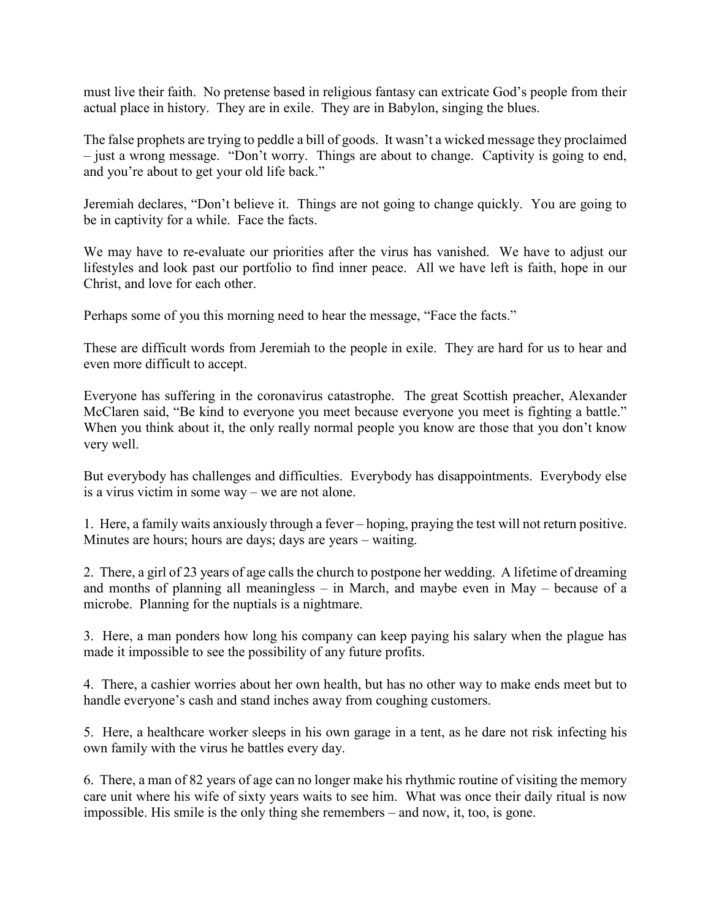must live their faith. No pretense based in religious fantasy can extricate God's people from their actual place in history. They are in exile. They are in Babylon, singing the blues.

The false prophets are trying to peddle a bill of goods. It wasn't a wicked message they proclaimed – just a wrong message. "Don't worry. Things are about to change. Captivity is going to end, and you're about to get your old life back."

Jeremiah declares, "Don't believe it. Things are not going to change quickly. You are going to be in captivity for a while. Face the facts.

We may have to re-evaluate our priorities after the virus has vanished. We have to adjust our lifestyles and look past our portfolio to find inner peace. All we have left is faith, hope in our Christ, and love for each other.

Perhaps some of you this morning need to hear the message, "Face the facts."

These are difficult words from Jeremiah to the people in exile. They are hard for us to hear and even more difficult to accept.

Everyone has suffering in the coronavirus catastrophe. The great Scottish preacher, Alexander McClaren said, "Be kind to everyone you meet because everyone you meet is fighting a battle." When you think about it, the only really normal people you know are those that you don't know very well.

But everybody has challenges and difficulties. Everybody has disappointments. Everybody else is a virus victim in some way – we are not alone.

1. Here, a family waits anxiously through a fever – hoping, praying the test will not return positive. Minutes are hours; hours are days; days are years – waiting.

2. There, a girl of 23 years of age calls the church to postpone her wedding. A lifetime of dreaming and months of planning all meaningless – in March, and maybe even in May – because of a microbe. Planning for the nuptials is a nightmare.

3. Here, a man ponders how long his company can keep paying his salary when the plague has made it impossible to see the possibility of any future profits.

4. There, a cashier worries about her own health, but has no other way to make ends meet but to handle everyone's cash and stand inches away from coughing customers.

5. Here, a healthcare worker sleeps in his own garage in a tent, as he dare not risk infecting his own family with the virus he battles every day.

6. There, a man of 82 years of age can no longer make his rhythmic routine of visiting the memory care unit where his wife of sixty years waits to see him. What was once their daily ritual is now impossible. His smile is the only thing she remembers – and now, it, too, is gone.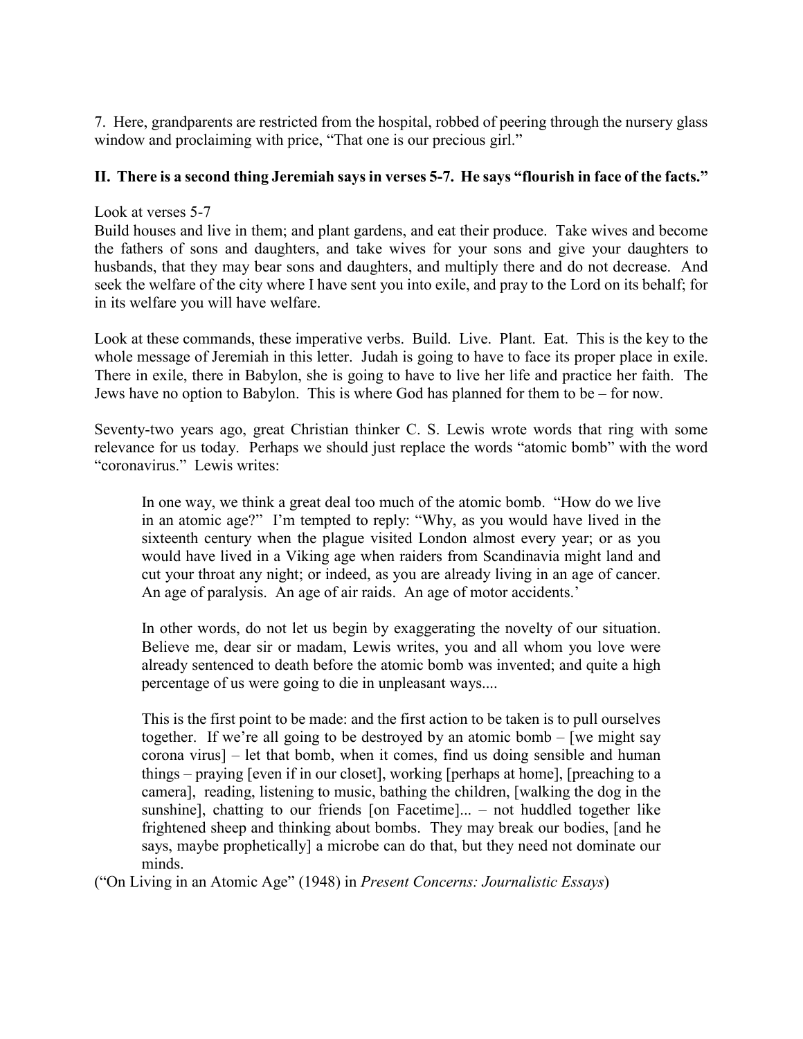7. Here, grandparents are restricted from the hospital, robbed of peering through the nursery glass window and proclaiming with price, "That one is our precious girl."

**II. There is a second thing Jeremiah says in verses 5-7. He says "flourish in face of the facts."**

Look at verses 5-7
Build houses and live in them; and plant gardens, and eat their produce. Take wives and become the fathers of sons and daughters, and take wives for your sons and give your daughters to husbands, that they may bear sons and daughters, and multiply there and do not decrease. And seek the welfare of the city where I have sent you into exile, and pray to the Lord on its behalf; for in its welfare you will have welfare.

Look at these commands, these imperative verbs. Build. Live. Plant. Eat. This is the key to the whole message of Jeremiah in this letter. Judah is going to have to face its proper place in exile. There in exile, there in Babylon, she is going to have to live her life and practice her faith. The Jews have no option to Babylon. This is where God has planned for them to be – for now.

Seventy-two years ago, great Christian thinker C. S. Lewis wrote words that ring with some relevance for us today. Perhaps we should just replace the words "atomic bomb" with the word "coronavirus." Lewis writes:

> In one way, we think a great deal too much of the atomic bomb. "How do we live in an atomic age?" I'm tempted to reply: "Why, as you would have lived in the sixteenth century when the plague visited London almost every year; or as you would have lived in a Viking age when raiders from Scandinavia might land and cut your throat any night; or indeed, as you are already living in an age of cancer. An age of paralysis. An age of air raids. An age of motor accidents.'
>
> In other words, do not let us begin by exaggerating the novelty of our situation. Believe me, dear sir or madam, Lewis writes, you and all whom you love were already sentenced to death before the atomic bomb was invented; and quite a high percentage of us were going to die in unpleasant ways....
>
> This is the first point to be made: and the first action to be taken is to pull ourselves together. If we're all going to be destroyed by an atomic bomb – [we might say corona virus] – let that bomb, when it comes, find us doing sensible and human things – praying [even if in our closet], working [perhaps at home], [preaching to a camera], reading, listening to music, bathing the children, [walking the dog in the sunshine], chatting to our friends [on Facetime]... – not huddled together like frightened sheep and thinking about bombs. They may break our bodies, [and he says, maybe prophetically] a microbe can do that, but they need not dominate our minds.

("On Living in an Atomic Age" (1948) in *Present Concerns: Journalistic Essays*)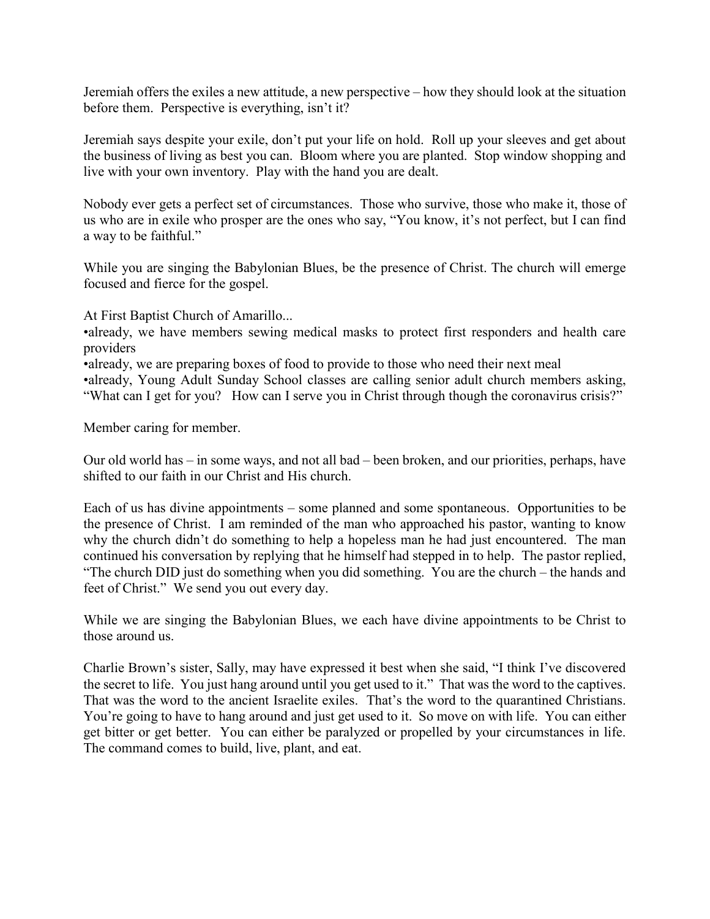Jeremiah offers the exiles a new attitude, a new perspective – how they should look at the situation before them. Perspective is everything, isn't it?

Jeremiah says despite your exile, don't put your life on hold. Roll up your sleeves and get about the business of living as best you can. Bloom where you are planted. Stop window shopping and live with your own inventory. Play with the hand you are dealt.

Nobody ever gets a perfect set of circumstances. Those who survive, those who make it, those of us who are in exile who prosper are the ones who say, "You know, it's not perfect, but I can find a way to be faithful."

While you are singing the Babylonian Blues, be the presence of Christ. The church will emerge focused and fierce for the gospel.

At First Baptist Church of Amarillo...
•already, we have members sewing medical masks to protect first responders and health care providers
•already, we are preparing boxes of food to provide to those who need their next meal
•already, Young Adult Sunday School classes are calling senior adult church members asking, "What can I get for you? How can I serve you in Christ through though the coronavirus crisis?"

Member caring for member.

Our old world has – in some ways, and not all bad – been broken, and our priorities, perhaps, have shifted to our faith in our Christ and His church.

Each of us has divine appointments – some planned and some spontaneous. Opportunities to be the presence of Christ. I am reminded of the man who approached his pastor, wanting to know why the church didn't do something to help a hopeless man he had just encountered. The man continued his conversation by replying that he himself had stepped in to help. The pastor replied, "The church DID just do something when you did something. You are the church – the hands and feet of Christ." We send you out every day.

While we are singing the Babylonian Blues, we each have divine appointments to be Christ to those around us.

Charlie Brown's sister, Sally, may have expressed it best when she said, "I think I've discovered the secret to life. You just hang around until you get used to it." That was the word to the captives. That was the word to the ancient Israelite exiles. That's the word to the quarantined Christians. You're going to have to hang around and just get used to it. So move on with life. You can either get bitter or get better. You can either be paralyzed or propelled by your circumstances in life. The command comes to build, live, plant, and eat.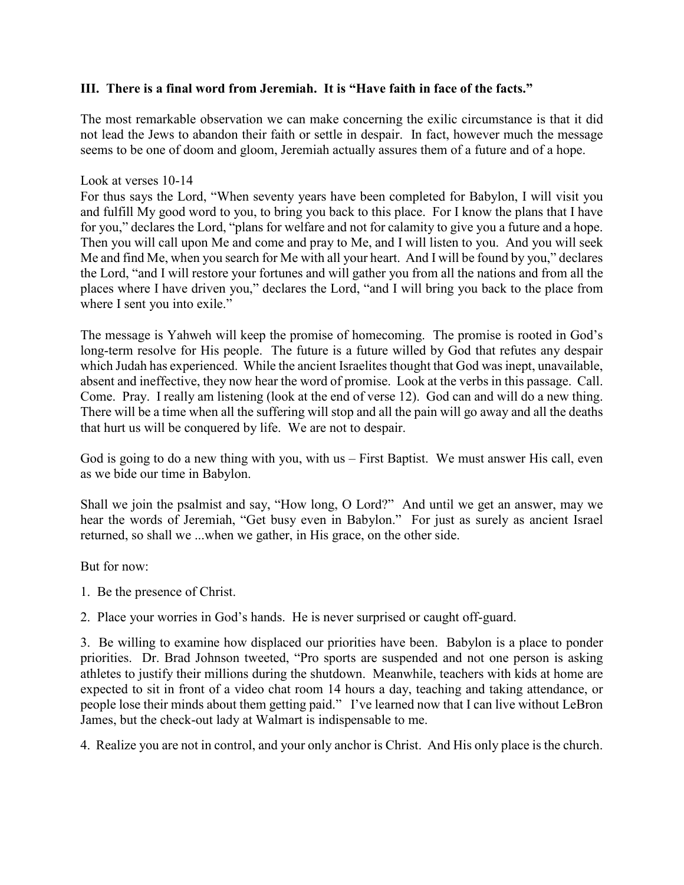**III. There is a final word from Jeremiah. It is "Have faith in face of the facts."**

The most remarkable observation we can make concerning the exilic circumstance is that it did not lead the Jews to abandon their faith or settle in despair. In fact, however much the message seems to be one of doom and gloom, Jeremiah actually assures them of a future and of a hope.

Look at verses 10-14
For thus says the Lord, "When seventy years have been completed for Babylon, I will visit you and fulfill My good word to you, to bring you back to this place. For I know the plans that I have for you," declares the Lord, "plans for welfare and not for calamity to give you a future and a hope. Then you will call upon Me and come and pray to Me, and I will listen to you. And you will seek Me and find Me, when you search for Me with all your heart. And I will be found by you," declares the Lord, "and I will restore your fortunes and will gather you from all the nations and from all the places where I have driven you," declares the Lord, "and I will bring you back to the place from where I sent you into exile."

The message is Yahweh will keep the promise of homecoming. The promise is rooted in God's long-term resolve for His people. The future is a future willed by God that refutes any despair which Judah has experienced. While the ancient Israelites thought that God was inept, unavailable, absent and ineffective, they now hear the word of promise. Look at the verbs in this passage. Call. Come. Pray. I really am listening (look at the end of verse 12). God can and will do a new thing. There will be a time when all the suffering will stop and all the pain will go away and all the deaths that hurt us will be conquered by life. We are not to despair.

God is going to do a new thing with you, with us – First Baptist. We must answer His call, even as we bide our time in Babylon.

Shall we join the psalmist and say, "How long, O Lord?" And until we get an answer, may we hear the words of Jeremiah, "Get busy even in Babylon." For just as surely as ancient Israel returned, so shall we ...when we gather, in His grace, on the other side.

But for now:

1. Be the presence of Christ.

2. Place your worries in God's hands. He is never surprised or caught off-guard.

3. Be willing to examine how displaced our priorities have been. Babylon is a place to ponder priorities. Dr. Brad Johnson tweeted, "Pro sports are suspended and not one person is asking athletes to justify their millions during the shutdown. Meanwhile, teachers with kids at home are expected to sit in front of a video chat room 14 hours a day, teaching and taking attendance, or people lose their minds about them getting paid." I've learned now that I can live without LeBron James, but the check-out lady at Walmart is indispensable to me.

4. Realize you are not in control, and your only anchor is Christ. And His only place is the church.